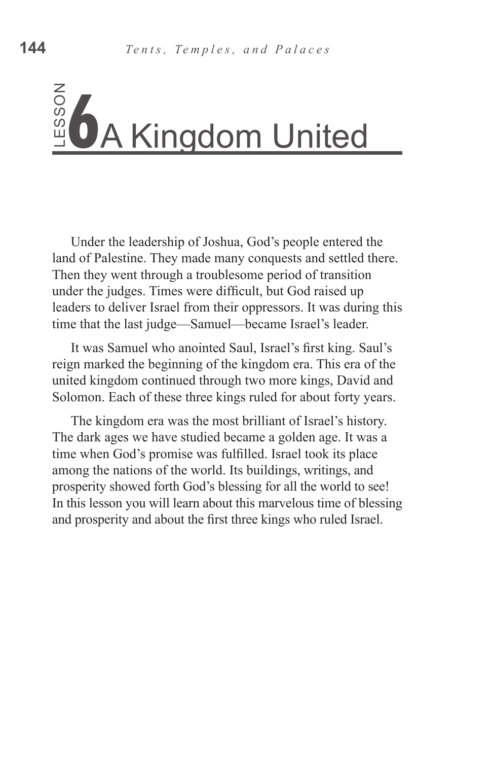# LESSON 6 A Kingdom United

Under the leadership of Joshua, God's people entered the land of Palestine. They made many conquests and settled there. Then they went through a troublesome period of transition under the judges. Times were difficult, but God raised up leaders to deliver Israel from their oppressors. It was during this time that the last judge—Samuel—became Israel's leader.

It was Samuel who anointed Saul, Israel's first king. Saul's reign marked the beginning of the kingdom era. This era of the united kingdom continued through two more kings, David and Solomon. Each of these three kings ruled for about forty years.

The kingdom era was the most brilliant of Israel's history. The dark ages we have studied became a golden age. It was a time when God's promise was fulfilled. Israel took its place among the nations of the world. Its buildings, writings, and prosperity showed forth God's blessing for all the world to see! In this lesson you will learn about this marvelous time of blessing and prosperity and about the first three kings who ruled Israel.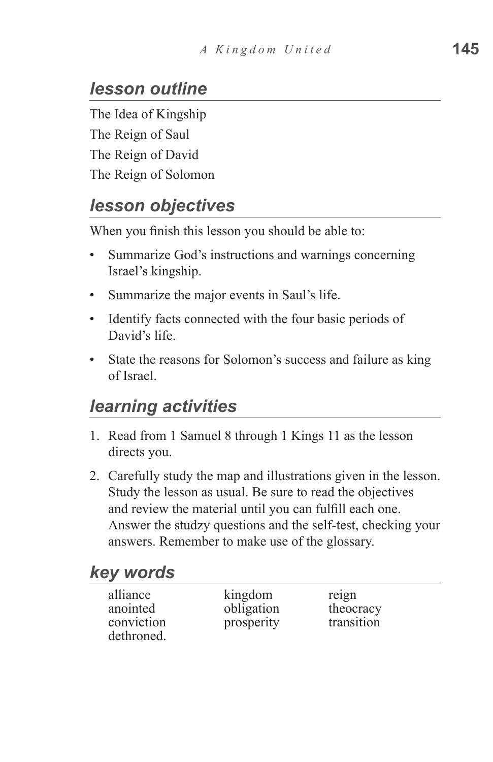## *lesson outline*

The Idea of Kingship

The Reign of Saul

The Reign of David

The Reign of Solomon

## *lesson objectives*

When you finish this lesson you should be able to:

- Summarize God's instructions and warnings concerning Israel's kingship.
- Summarize the major events in Saul's life.
- Identify facts connected with the four basic periods of David's life.
- State the reasons for Solomon's success and failure as king of Israel.

## *learning activities*

1. Read from 1 Samuel 8 through 1 Kings 11 as the lesson directs you.
2. Carefully study the map and illustrations given in the lesson. Study the lesson as usual. Be sure to read the objectives and review the material until you can fulfill each one. Answer the studzy questions and the self-test, checking your answers. Remember to make use of the glossary.

## *key words*

| | | |
|---|---|---|
| alliance | kingdom | reign |
| anointed | obligation | theocracy |
| conviction | prosperity | transition |
| dethroned. | | |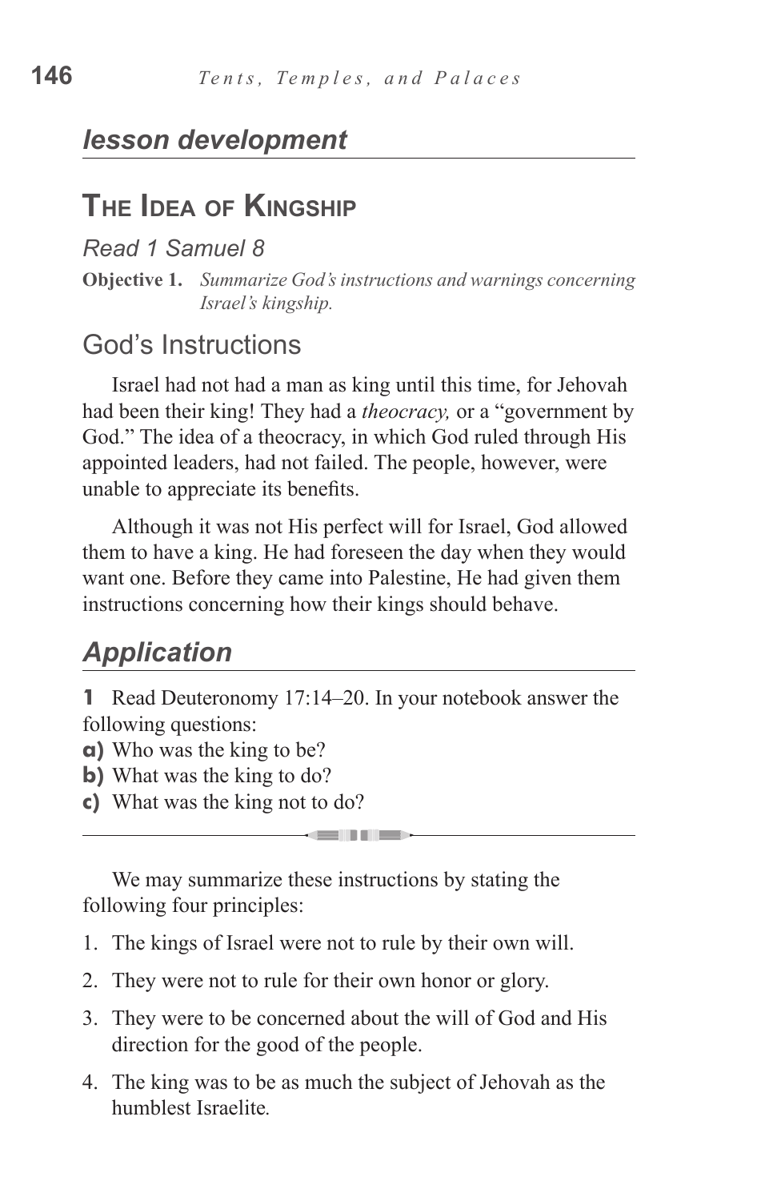## *lesson development*

# The Idea of Kingship

*Read 1 Samuel 8*

**Objective 1.** *Summarize God's instructions and warnings concerning Israel's kingship.*

## God's Instructions

Israel had not had a man as king until this time, for Jehovah had been their king! They had a *theocracy,* or a "government by God." The idea of a theocracy, in which God ruled through His appointed leaders, had not failed. The people, however, were unable to appreciate its benefits.

Although it was not His perfect will for Israel, God allowed them to have a king. He had foreseen the day when they would want one. Before they came into Palestine, He had given them instructions concerning how their kings should behave.

## *Application*

**1** Read Deuteronomy 17:14–20. In your notebook answer the following questions:

**a)** Who was the king to be?
**b)** What was the king to do?
**c)** What was the king not to do?

---

We may summarize these instructions by stating the following four principles:

1. The kings of Israel were not to rule by their own will.
2. They were not to rule for their own honor or glory.
3. They were to be concerned about the will of God and His direction for the good of the people.
4. The king was to be as much the subject of Jehovah as the humblest Israelite.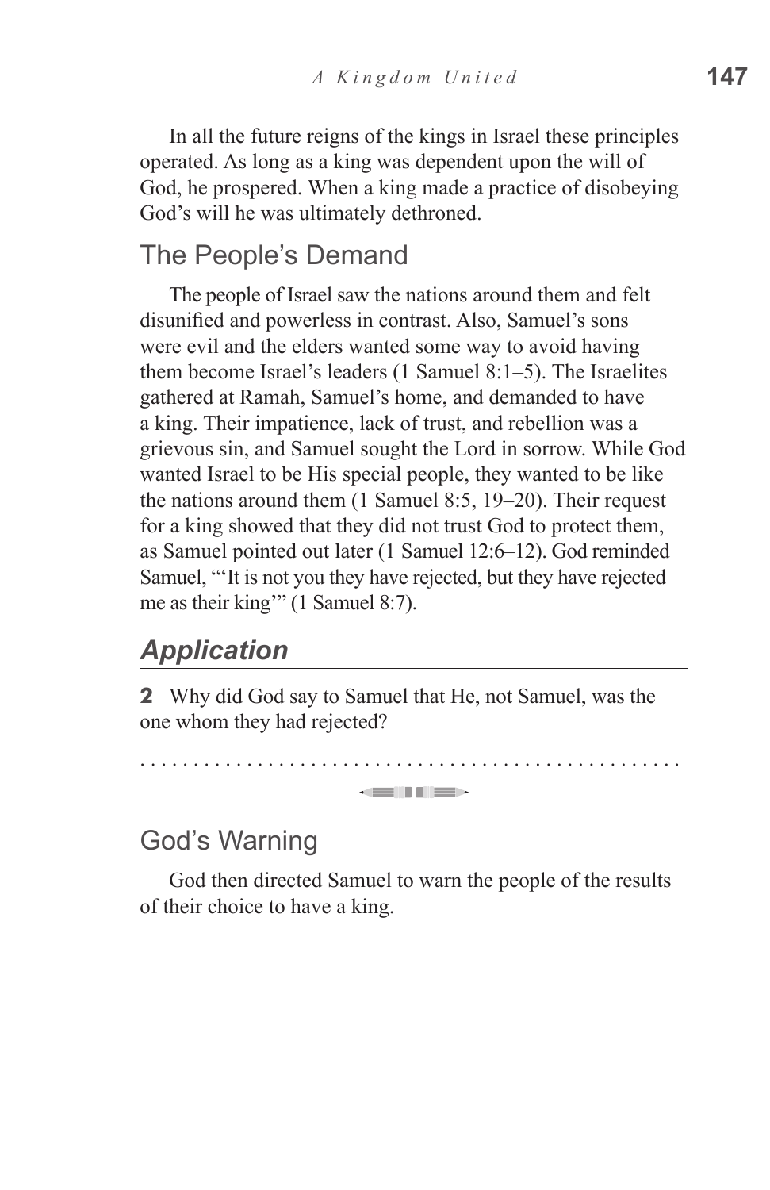In all the future reigns of the kings in Israel these principles operated. As long as a king was dependent upon the will of God, he prospered. When a king made a practice of disobeying God's will he was ultimately dethroned.

## The People's Demand

The people of Israel saw the nations around them and felt disunified and powerless in contrast. Also, Samuel's sons were evil and the elders wanted some way to avoid having them become Israel's leaders (1 Samuel 8:1–5). The Israelites gathered at Ramah, Samuel's home, and demanded to have a king. Their impatience, lack of trust, and rebellion was a grievous sin, and Samuel sought the Lord in sorrow. While God wanted Israel to be His special people, they wanted to be like the nations around them (1 Samuel 8:5, 19–20). Their request for a king showed that they did not trust God to protect them, as Samuel pointed out later (1 Samuel 12:6–12). God reminded Samuel, "'It is not you they have rejected, but they have rejected me as their king'" (1 Samuel 8:7).

### *Application*

**2** Why did God say to Samuel that He, not Samuel, was the one whom they had rejected?

. . . . . . . . . . . . . . . . . . . . . . . . . . . . . . . . . . . . . . . . . . . . . . . . . . .

---

## God's Warning

God then directed Samuel to warn the people of the results of their choice to have a king.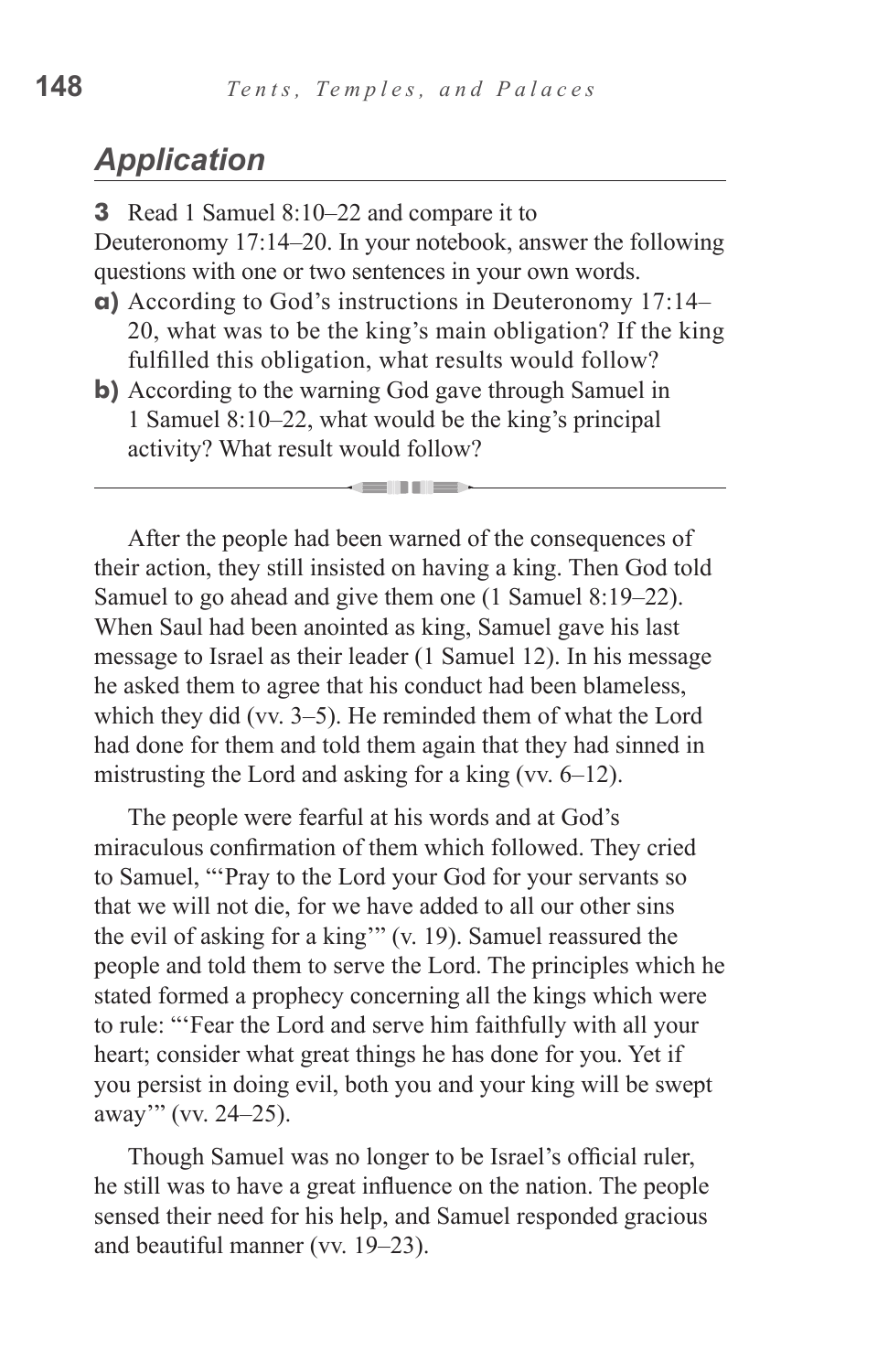## *Application*

**3** Read 1 Samuel 8:10–22 and compare it to Deuteronomy 17:14–20. In your notebook, answer the following questions with one or two sentences in your own words.

**a)** According to God's instructions in Deuteronomy 17:14–20, what was to be the king's main obligation? If the king fulfilled this obligation, what results would follow?

**b)** According to the warning God gave through Samuel in 1 Samuel 8:10–22, what would be the king's principal activity? What result would follow?

---

After the people had been warned of the consequences of their action, they still insisted on having a king. Then God told Samuel to go ahead and give them one (1 Samuel 8:19–22). When Saul had been anointed as king, Samuel gave his last message to Israel as their leader (1 Samuel 12). In his message he asked them to agree that his conduct had been blameless, which they did (vv. 3–5). He reminded them of what the Lord had done for them and told them again that they had sinned in mistrusting the Lord and asking for a king (vv. 6–12).

The people were fearful at his words and at God's miraculous confirmation of them which followed. They cried to Samuel, "'Pray to the Lord your God for your servants so that we will not die, for we have added to all our other sins the evil of asking for a king'" (v. 19). Samuel reassured the people and told them to serve the Lord. The principles which he stated formed a prophecy concerning all the kings which were to rule: "'Fear the Lord and serve him faithfully with all your heart; consider what great things he has done for you. Yet if you persist in doing evil, both you and your king will be swept away'" (vv. 24–25).

Though Samuel was no longer to be Israel's official ruler, he still was to have a great influence on the nation. The people sensed their need for his help, and Samuel responded gracious and beautiful manner (vv. 19–23).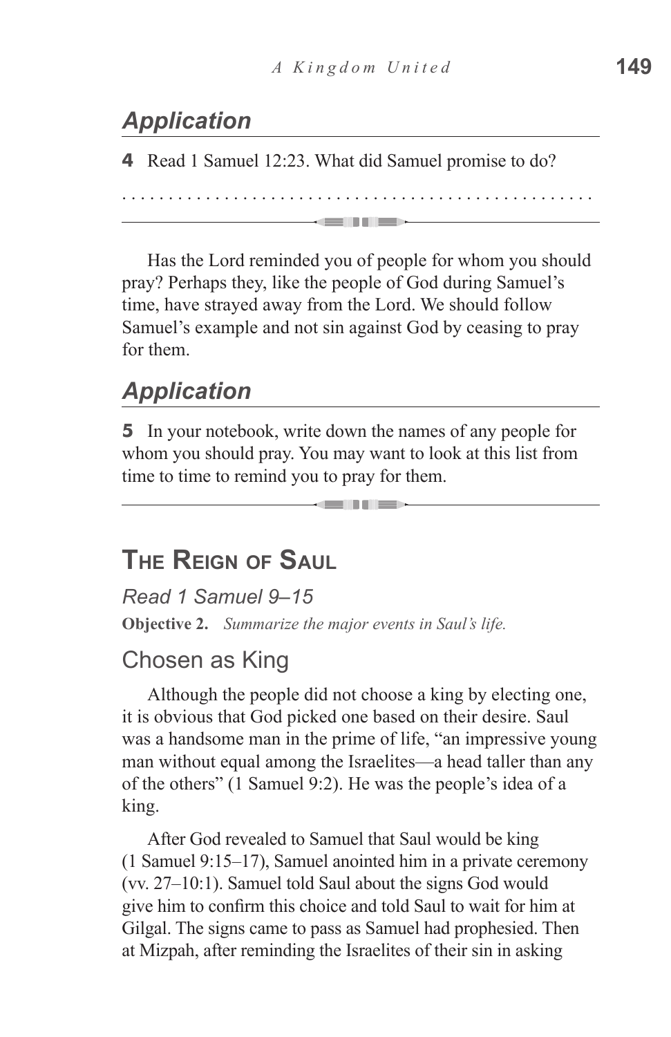## *Application*

**4** Read 1 Samuel 12:23. What did Samuel promise to do?

. . . . . . . . . . . . . . . . . . . . . . . . . . . . . . . . . . . . . . . . . . . . . . . . .

Has the Lord reminded you of people for whom you should pray? Perhaps they, like the people of God during Samuel's time, have strayed away from the Lord. We should follow Samuel's example and not sin against God by ceasing to pray for them.

## *Application*

**5** In your notebook, write down the names of any people for whom you should pray. You may want to look at this list from time to time to remind you to pray for them.

# The Reign of Saul

*Read 1 Samuel 9–15*

**Objective 2.** *Summarize the major events in Saul's life.*

## Chosen as King

Although the people did not choose a king by electing one, it is obvious that God picked one based on their desire. Saul was a handsome man in the prime of life, "an impressive young man without equal among the Israelites—a head taller than any of the others" (1 Samuel 9:2). He was the people's idea of a king.

After God revealed to Samuel that Saul would be king (1 Samuel 9:15–17), Samuel anointed him in a private ceremony (vv. 27–10:1). Samuel told Saul about the signs God would give him to confirm this choice and told Saul to wait for him at Gilgal. The signs came to pass as Samuel had prophesied. Then at Mizpah, after reminding the Israelites of their sin in asking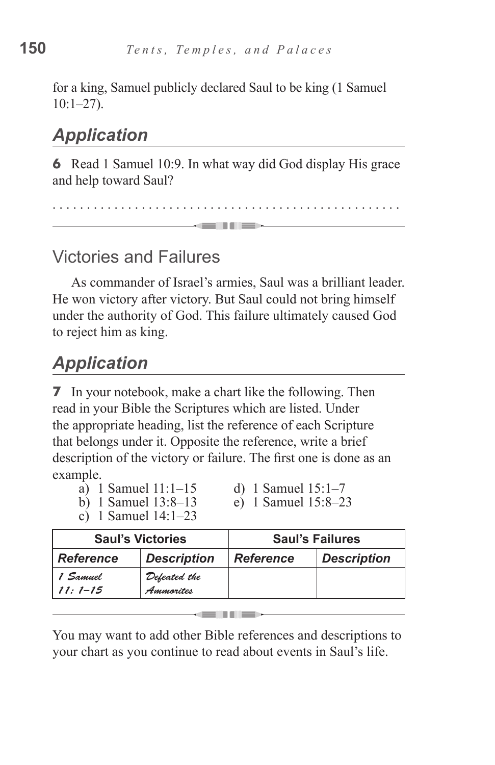for a king, Samuel publicly declared Saul to be king (1 Samuel 10:1–27).

## *Application*

**6** Read 1 Samuel 10:9. In what way did God display His grace and help toward Saul?

. . . . . . . . . . . . . . . . . . . . . . . . . . . . . . . . . . . . . . . . . . . . . . . .

## Victories and Failures

As commander of Israel's armies, Saul was a brilliant leader. He won victory after victory. But Saul could not bring himself under the authority of God. This failure ultimately caused God to reject him as king.

## *Application*

**7** In your notebook, make a chart like the following. Then read in your Bible the Scriptures which are listed. Under the appropriate heading, list the reference of each Scripture that belongs under it. Opposite the reference, write a brief description of the victory or failure. The first one is done as an example.

a) 1 Samuel 11:1–15
b) 1 Samuel 13:8–13
c) 1 Samuel 14:1–23
d) 1 Samuel 15:1–7
e) 1 Samuel 15:8–23

| Saul's Victories | | Saul's Failures | |
|---|---|---|---|
| ***Reference*** | ***Description*** | ***Reference*** | ***Description*** |
| *1 Samuel 11: 1–15* | *Defeated the Ammorites* | | |

You may want to add other Bible references and descriptions to your chart as you continue to read about events in Saul's life.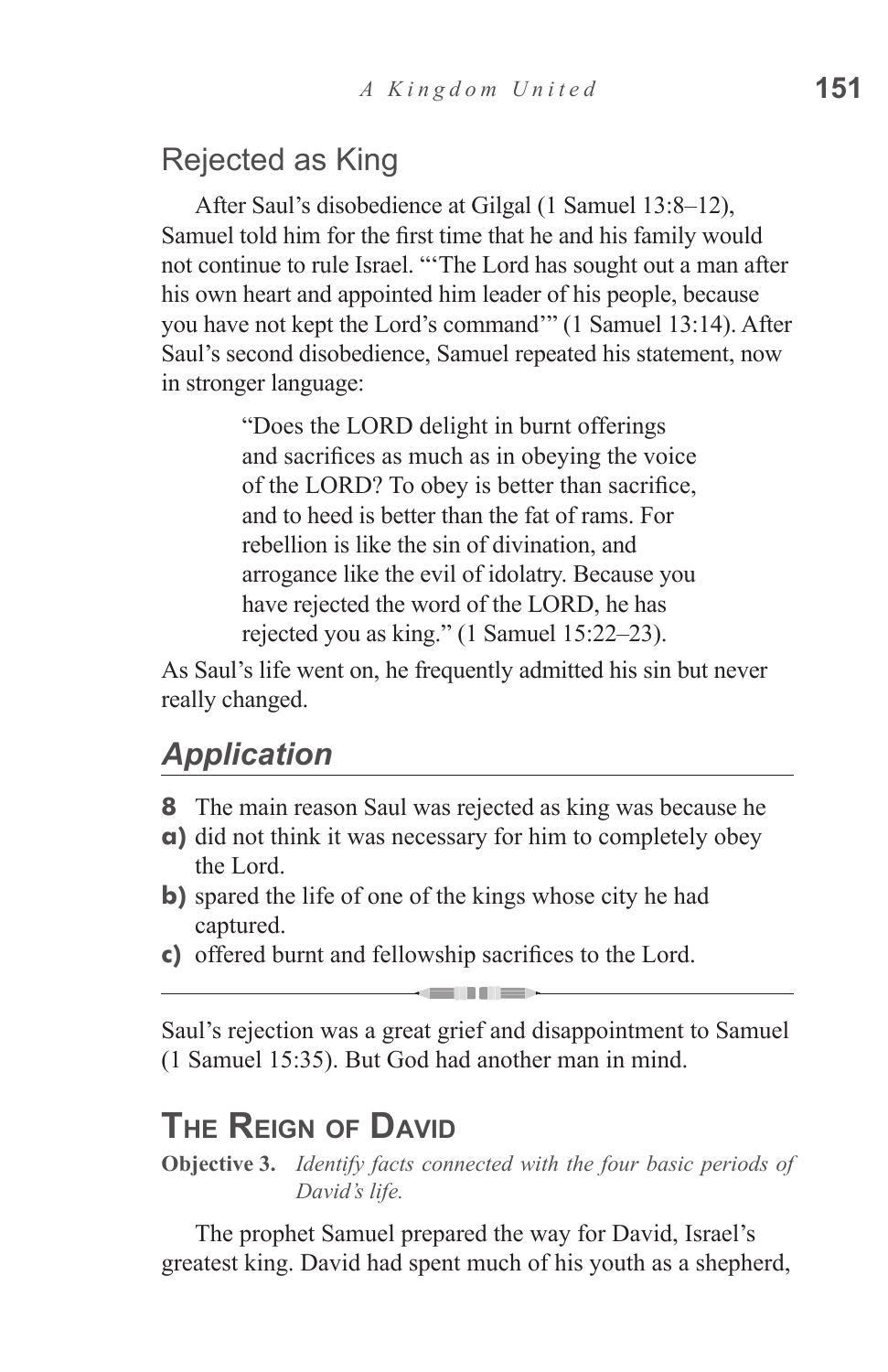## Rejected as King

After Saul's disobedience at Gilgal (1 Samuel 13:8–12), Samuel told him for the first time that he and his family would not continue to rule Israel. "'The Lord has sought out a man after his own heart and appointed him leader of his people, because you have not kept the Lord's command'" (1 Samuel 13:14). After Saul's second disobedience, Samuel repeated his statement, now in stronger language:

> "Does the LORD delight in burnt offerings and sacrifices as much as in obeying the voice of the LORD? To obey is better than sacrifice, and to heed is better than the fat of rams. For rebellion is like the sin of divination, and arrogance like the evil of idolatry. Because you have rejected the word of the LORD, he has rejected you as king." (1 Samuel 15:22–23).

As Saul's life went on, he frequently admitted his sin but never really changed.

### *Application*

**8** The main reason Saul was rejected as king was because he

**a)** did not think it was necessary for him to completely obey the Lord.

**b)** spared the life of one of the kings whose city he had captured.

**c)** offered burnt and fellowship sacrifices to the Lord.

---

Saul's rejection was a great grief and disappointment to Samuel (1 Samuel 15:35). But God had another man in mind.

## The Reign of David

**Objective 3.** *Identify facts connected with the four basic periods of David's life.*

The prophet Samuel prepared the way for David, Israel's greatest king. David had spent much of his youth as a shepherd,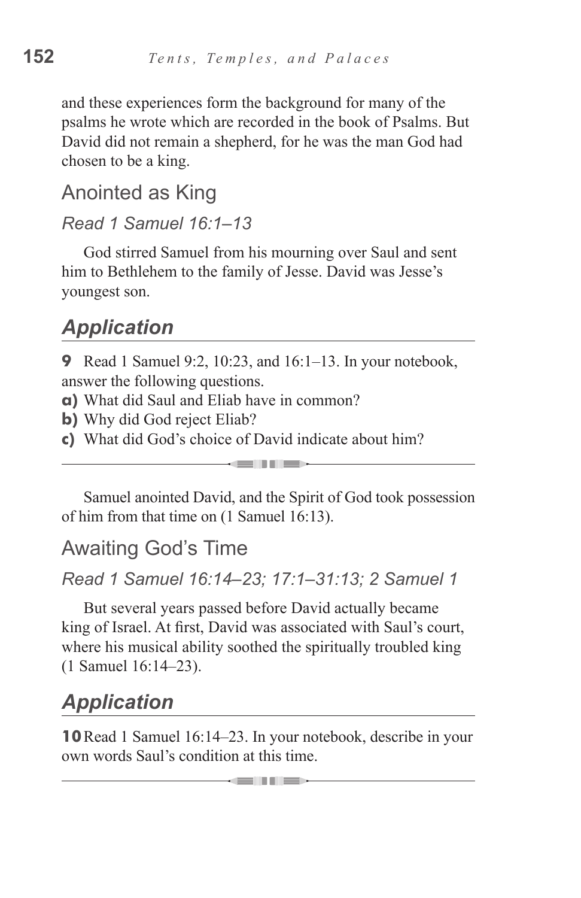and these experiences form the background for many of the psalms he wrote which are recorded in the book of Psalms. But David did not remain a shepherd, for he was the man God had chosen to be a king.

## Anointed as King

*Read 1 Samuel 16:1–13*

God stirred Samuel from his mourning over Saul and sent him to Bethlehem to the family of Jesse. David was Jesse's youngest son.

### *Application*

**9** Read 1 Samuel 9:2, 10:23, and 16:1–13. In your notebook, answer the following questions.

**a)** What did Saul and Eliab have in common?

**b)** Why did God reject Eliab?

**c)** What did God's choice of David indicate about him?

---

Samuel anointed David, and the Spirit of God took possession of him from that time on (1 Samuel 16:13).

## Awaiting God's Time

*Read 1 Samuel 16:14–23; 17:1–31:13; 2 Samuel 1*

But several years passed before David actually became king of Israel. At first, David was associated with Saul's court, where his musical ability soothed the spiritually troubled king (1 Samuel 16:14–23).

### *Application*

**10** Read 1 Samuel 16:14–23. In your notebook, describe in your own words Saul's condition at this time.

---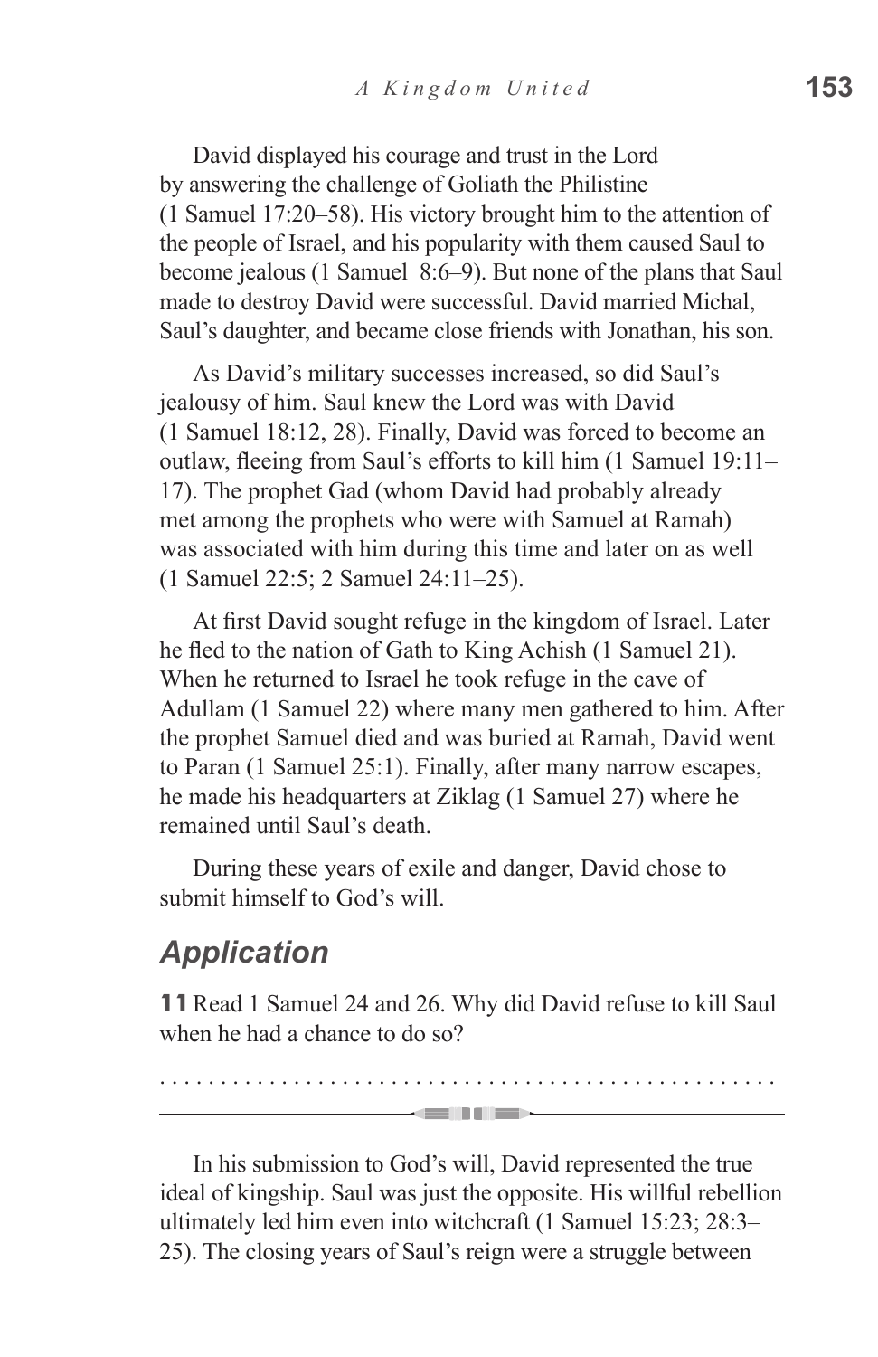David displayed his courage and trust in the Lord by answering the challenge of Goliath the Philistine (1 Samuel 17:20–58). His victory brought him to the attention of the people of Israel, and his popularity with them caused Saul to become jealous (1 Samuel 8:6–9). But none of the plans that Saul made to destroy David were successful. David married Michal, Saul's daughter, and became close friends with Jonathan, his son.

As David's military successes increased, so did Saul's jealousy of him. Saul knew the Lord was with David (1 Samuel 18:12, 28). Finally, David was forced to become an outlaw, fleeing from Saul's efforts to kill him (1 Samuel 19:11–17). The prophet Gad (whom David had probably already met among the prophets who were with Samuel at Ramah) was associated with him during this time and later on as well (1 Samuel 22:5; 2 Samuel 24:11–25).

At first David sought refuge in the kingdom of Israel. Later he fled to the nation of Gath to King Achish (1 Samuel 21). When he returned to Israel he took refuge in the cave of Adullam (1 Samuel 22) where many men gathered to him. After the prophet Samuel died and was buried at Ramah, David went to Paran (1 Samuel 25:1). Finally, after many narrow escapes, he made his headquarters at Ziklag (1 Samuel 27) where he remained until Saul's death.

During these years of exile and danger, David chose to submit himself to God's will.

## Application

**11** Read 1 Samuel 24 and 26. Why did David refuse to kill Saul when he had a chance to do so?

. . . . . . . . . . . . . . . . . . . . . . . . . . . . . . . . . . . . . . . . . . . . . . . . . .

---

In his submission to God's will, David represented the true ideal of kingship. Saul was just the opposite. His willful rebellion ultimately led him even into witchcraft (1 Samuel 15:23; 28:3–25). The closing years of Saul's reign were a struggle between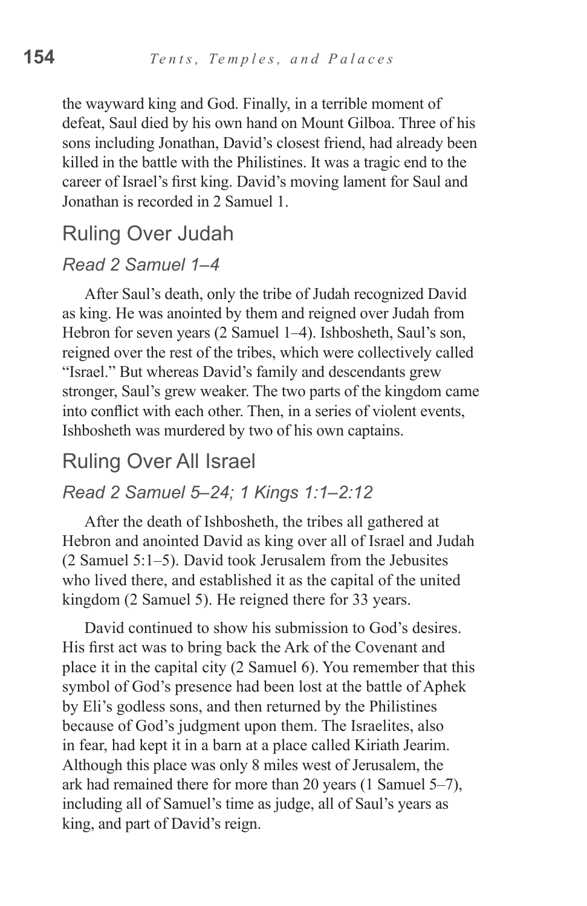the wayward king and God. Finally, in a terrible moment of defeat, Saul died by his own hand on Mount Gilboa. Three of his sons including Jonathan, David's closest friend, had already been killed in the battle with the Philistines. It was a tragic end to the career of Israel's first king. David's moving lament for Saul and Jonathan is recorded in 2 Samuel 1.

## Ruling Over Judah

### *Read 2 Samuel 1–4*

After Saul's death, only the tribe of Judah recognized David as king. He was anointed by them and reigned over Judah from Hebron for seven years (2 Samuel 1–4). Ishbosheth, Saul's son, reigned over the rest of the tribes, which were collectively called "Israel." But whereas David's family and descendants grew stronger, Saul's grew weaker. The two parts of the kingdom came into conflict with each other. Then, in a series of violent events, Ishbosheth was murdered by two of his own captains.

## Ruling Over All Israel

### *Read 2 Samuel 5–24; 1 Kings 1:1–2:12*

After the death of Ishbosheth, the tribes all gathered at Hebron and anointed David as king over all of Israel and Judah (2 Samuel 5:1–5). David took Jerusalem from the Jebusites who lived there, and established it as the capital of the united kingdom (2 Samuel 5). He reigned there for 33 years.

David continued to show his submission to God's desires. His first act was to bring back the Ark of the Covenant and place it in the capital city (2 Samuel 6). You remember that this symbol of God's presence had been lost at the battle of Aphek by Eli's godless sons, and then returned by the Philistines because of God's judgment upon them. The Israelites, also in fear, had kept it in a barn at a place called Kiriath Jearim. Although this place was only 8 miles west of Jerusalem, the ark had remained there for more than 20 years (1 Samuel 5–7), including all of Samuel's time as judge, all of Saul's years as king, and part of David's reign.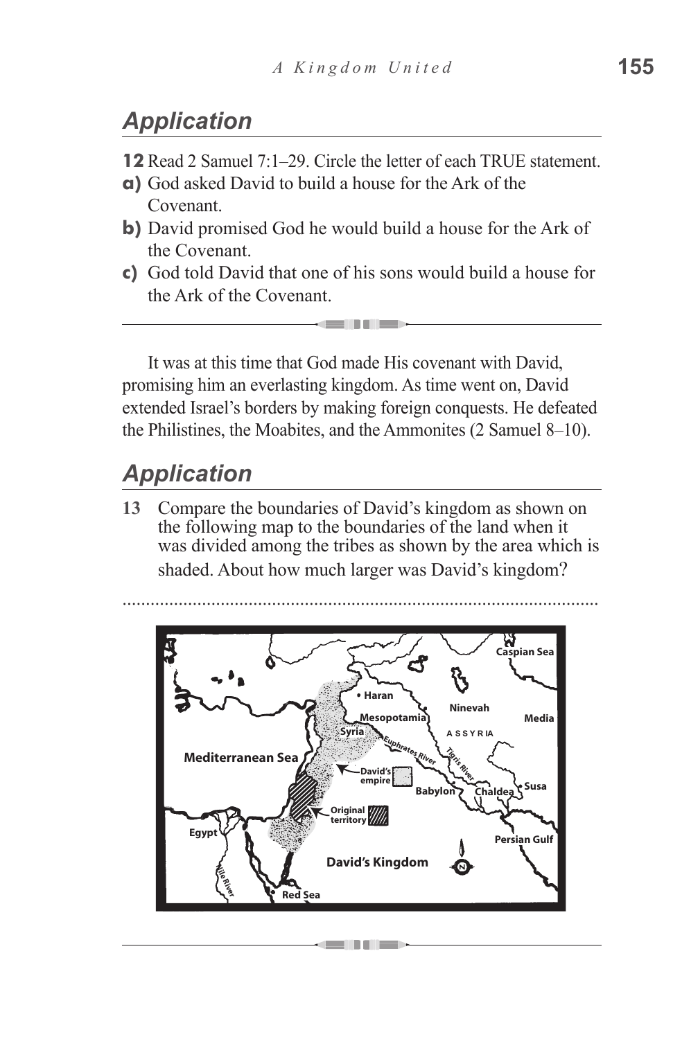## Application

**12** Read 2 Samuel 7:1–29. Circle the letter of each TRUE statement.

**a)** God asked David to build a house for the Ark of the Covenant.

**b)** David promised God he would build a house for the Ark of the Covenant.

**c)** God told David that one of his sons would build a house for the Ark of the Covenant.

---

It was at this time that God made His covenant with David, promising him an everlasting kingdom. As time went on, David extended Israel's borders by making foreign conquests. He defeated the Philistines, the Moabites, and the Ammonites (2 Samuel 8–10).

## Application

**13** Compare the boundaries of David's kingdom as shown on the following map to the boundaries of the land when it was divided among the tribes as shown by the area which is shaded. About how much larger was David's kingdom?

.......................................................................................................

---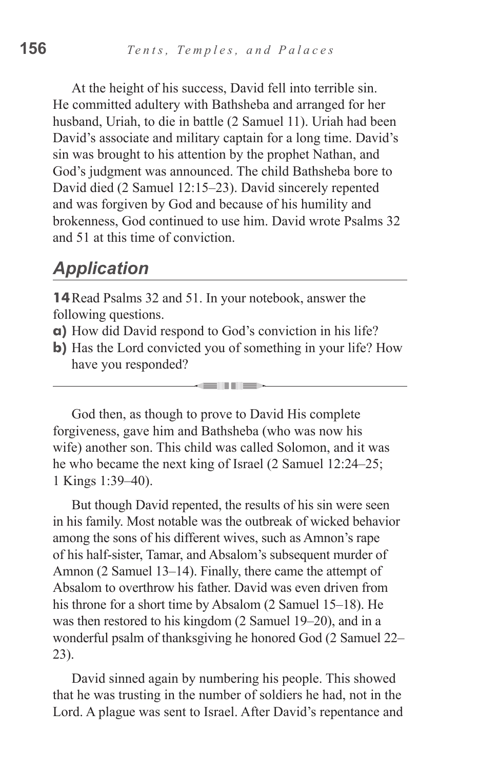At the height of his success, David fell into terrible sin. He committed adultery with Bathsheba and arranged for her husband, Uriah, to die in battle (2 Samuel 11). Uriah had been David's associate and military captain for a long time. David's sin was brought to his attention by the prophet Nathan, and God's judgment was announced. The child Bathsheba bore to David died (2 Samuel 12:15–23). David sincerely repented and was forgiven by God and because of his humility and brokenness, God continued to use him. David wrote Psalms 32 and 51 at this time of conviction.

## Application

**14** Read Psalms 32 and 51. In your notebook, answer the following questions.

**a)** How did David respond to God's conviction in his life?

**b)** Has the Lord convicted you of something in your life? How have you responded?

---

God then, as though to prove to David His complete forgiveness, gave him and Bathsheba (who was now his wife) another son. This child was called Solomon, and it was he who became the next king of Israel (2 Samuel 12:24–25; 1 Kings 1:39–40).

But though David repented, the results of his sin were seen in his family. Most notable was the outbreak of wicked behavior among the sons of his different wives, such as Amnon's rape of his half-sister, Tamar, and Absalom's subsequent murder of Amnon (2 Samuel 13–14). Finally, there came the attempt of Absalom to overthrow his father. David was even driven from his throne for a short time by Absalom (2 Samuel 15–18). He was then restored to his kingdom (2 Samuel 19–20), and in a wonderful psalm of thanksgiving he honored God (2 Samuel 22–23).

David sinned again by numbering his people. This showed that he was trusting in the number of soldiers he had, not in the Lord. A plague was sent to Israel. After David's repentance and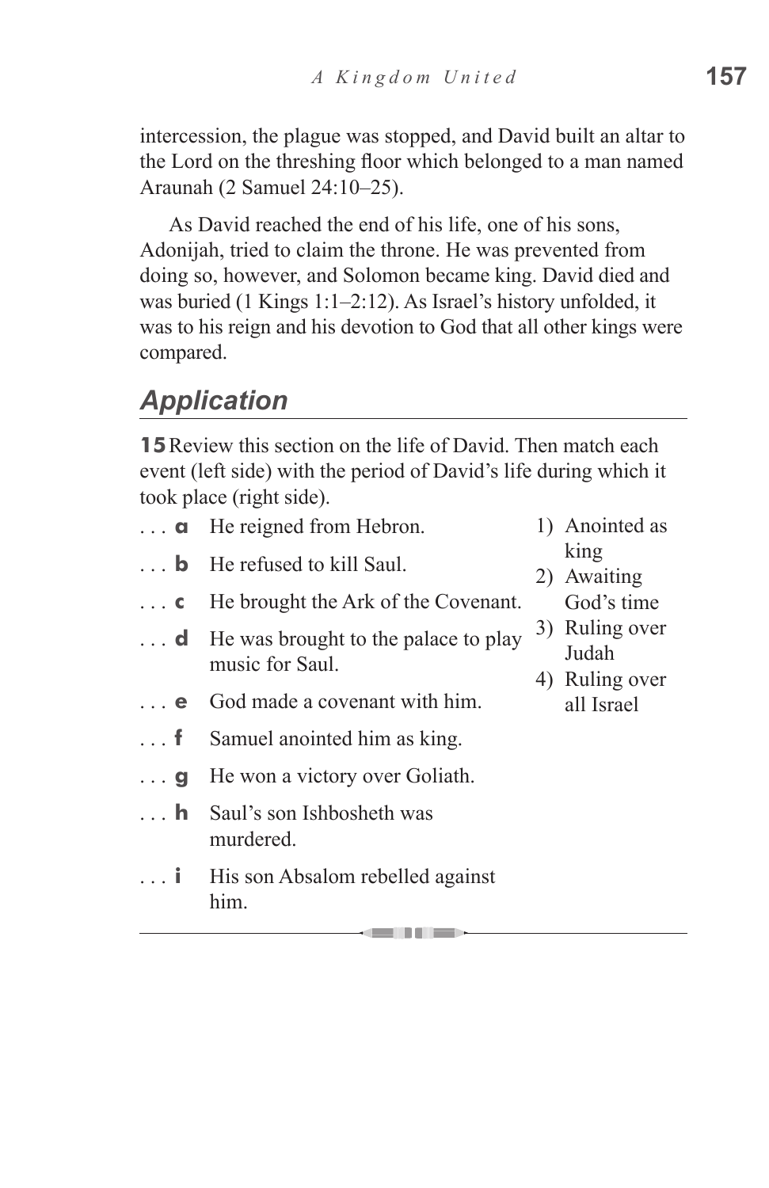intercession, the plague was stopped, and David built an altar to the Lord on the threshing floor which belonged to a man named Araunah (2 Samuel 24:10–25).

As David reached the end of his life, one of his sons, Adonijah, tried to claim the throne. He was prevented from doing so, however, and Solomon became king. David died and was buried (1 Kings 1:1–2:12). As Israel's history unfolded, it was to his reign and his devotion to God that all other kings were compared.

## *Application*

**15** Review this section on the life of David. Then match each event (left side) with the period of David's life during which it took place (right side).

. . . **a** He reigned from Hebron.

. . . **b** He refused to kill Saul.

. . . **c** He brought the Ark of the Covenant.

. . . **d** He was brought to the palace to play music for Saul.

. . . **e** God made a covenant with him.

. . . **f** Samuel anointed him as king.

. . . **g** He won a victory over Goliath.

. . . **h** Saul's son Ishbosheth was murdered.

. . . **i** His son Absalom rebelled against him.

1) Anointed as king
2) Awaiting God's time
3) Ruling over Judah
4) Ruling over all Israel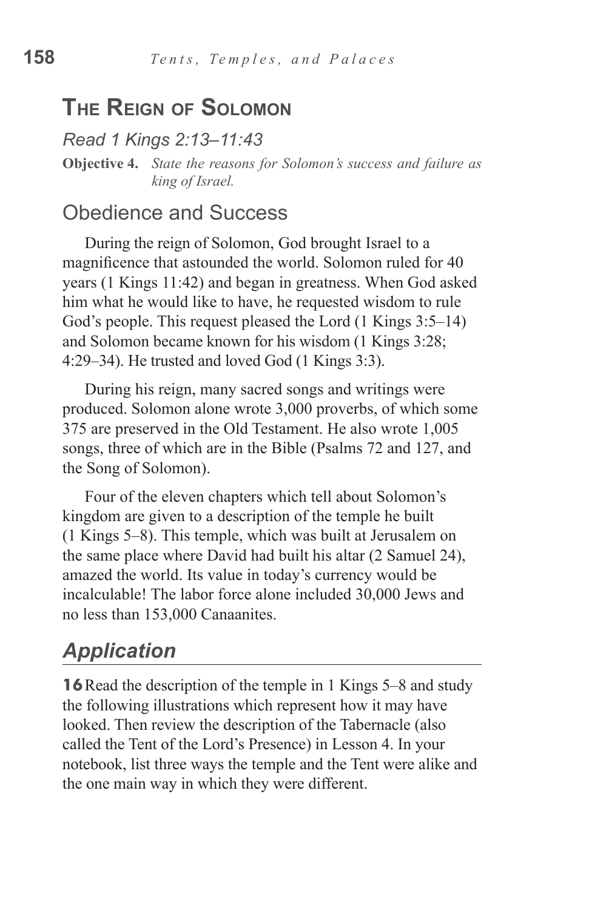## The Reign of Solomon

*Read 1 Kings 2:13–11:43*

**Objective 4.** *State the reasons for Solomon's success and failure as king of Israel.*

### Obedience and Success

During the reign of Solomon, God brought Israel to a magnificence that astounded the world. Solomon ruled for 40 years (1 Kings 11:42) and began in greatness. When God asked him what he would like to have, he requested wisdom to rule God's people. This request pleased the Lord (1 Kings 3:5–14) and Solomon became known for his wisdom (1 Kings 3:28; 4:29–34). He trusted and loved God (1 Kings 3:3).

During his reign, many sacred songs and writings were produced. Solomon alone wrote 3,000 proverbs, of which some 375 are preserved in the Old Testament. He also wrote 1,005 songs, three of which are in the Bible (Psalms 72 and 127, and the Song of Solomon).

Four of the eleven chapters which tell about Solomon's kingdom are given to a description of the temple he built (1 Kings 5–8). This temple, which was built at Jerusalem on the same place where David had built his altar (2 Samuel 24), amazed the world. Its value in today's currency would be incalculable! The labor force alone included 30,000 Jews and no less than 153,000 Canaanites.

## *Application*

**16** Read the description of the temple in 1 Kings 5–8 and study the following illustrations which represent how it may have looked. Then review the description of the Tabernacle (also called the Tent of the Lord's Presence) in Lesson 4. In your notebook, list three ways the temple and the Tent were alike and the one main way in which they were different.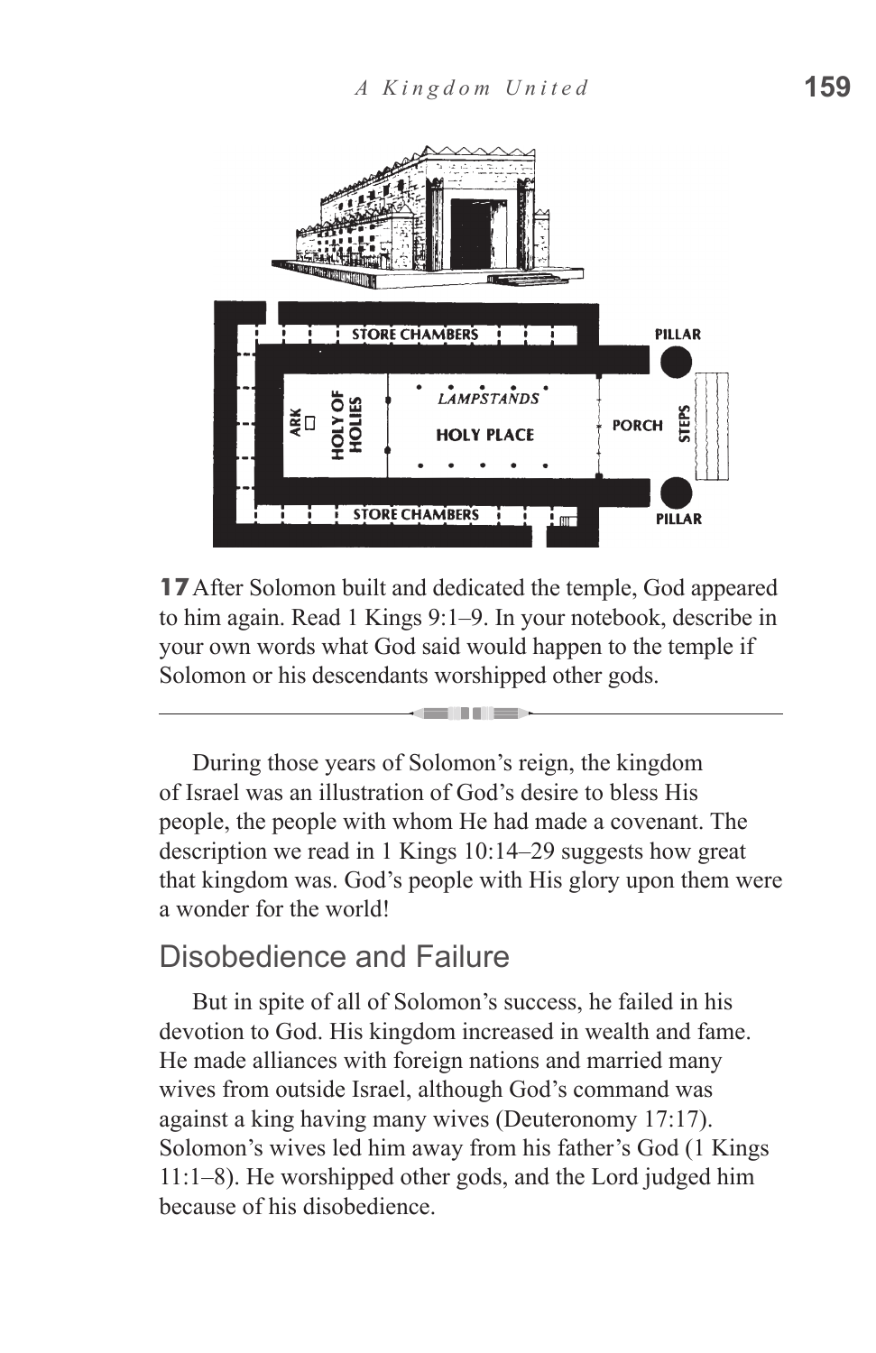**17** After Solomon built and dedicated the temple, God appeared to him again. Read 1 Kings 9:1–9. In your notebook, describe in your own words what God said would happen to the temple if Solomon or his descendants worshipped other gods.

---

During those years of Solomon's reign, the kingdom of Israel was an illustration of God's desire to bless His people, the people with whom He had made a covenant. The description we read in 1 Kings 10:14–29 suggests how great that kingdom was. God's people with His glory upon them were a wonder for the world!

## Disobedience and Failure

But in spite of all of Solomon's success, he failed in his devotion to God. His kingdom increased in wealth and fame. He made alliances with foreign nations and married many wives from outside Israel, although God's command was against a king having many wives (Deuteronomy 17:17). Solomon's wives led him away from his father's God (1 Kings 11:1–8). He worshipped other gods, and the Lord judged him because of his disobedience.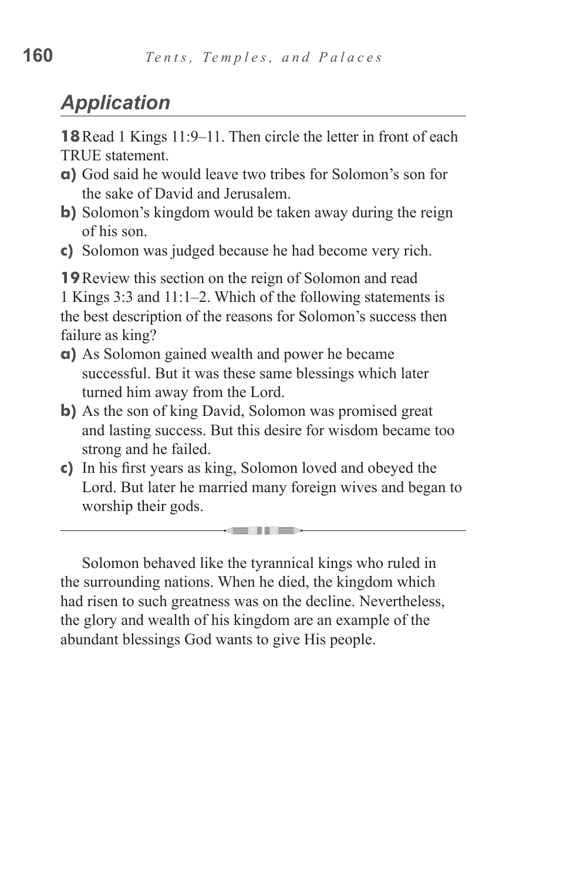## *Application*

**18** Read 1 Kings 11:9–11. Then circle the letter in front of each TRUE statement.

**a)** God said he would leave two tribes for Solomon's son for the sake of David and Jerusalem.

**b)** Solomon's kingdom would be taken away during the reign of his son.

**c)** Solomon was judged because he had become very rich.

**19** Review this section on the reign of Solomon and read 1 Kings 3:3 and 11:1–2. Which of the following statements is the best description of the reasons for Solomon's success then failure as king?

**a)** As Solomon gained wealth and power he became successful. But it was these same blessings which later turned him away from the Lord.

**b)** As the son of king David, Solomon was promised great and lasting success. But this desire for wisdom became too strong and he failed.

**c)** In his first years as king, Solomon loved and obeyed the Lord. But later he married many foreign wives and began to worship their gods.

---

Solomon behaved like the tyrannical kings who ruled in the surrounding nations. When he died, the kingdom which had risen to such greatness was on the decline. Nevertheless, the glory and wealth of his kingdom are an example of the abundant blessings God wants to give His people.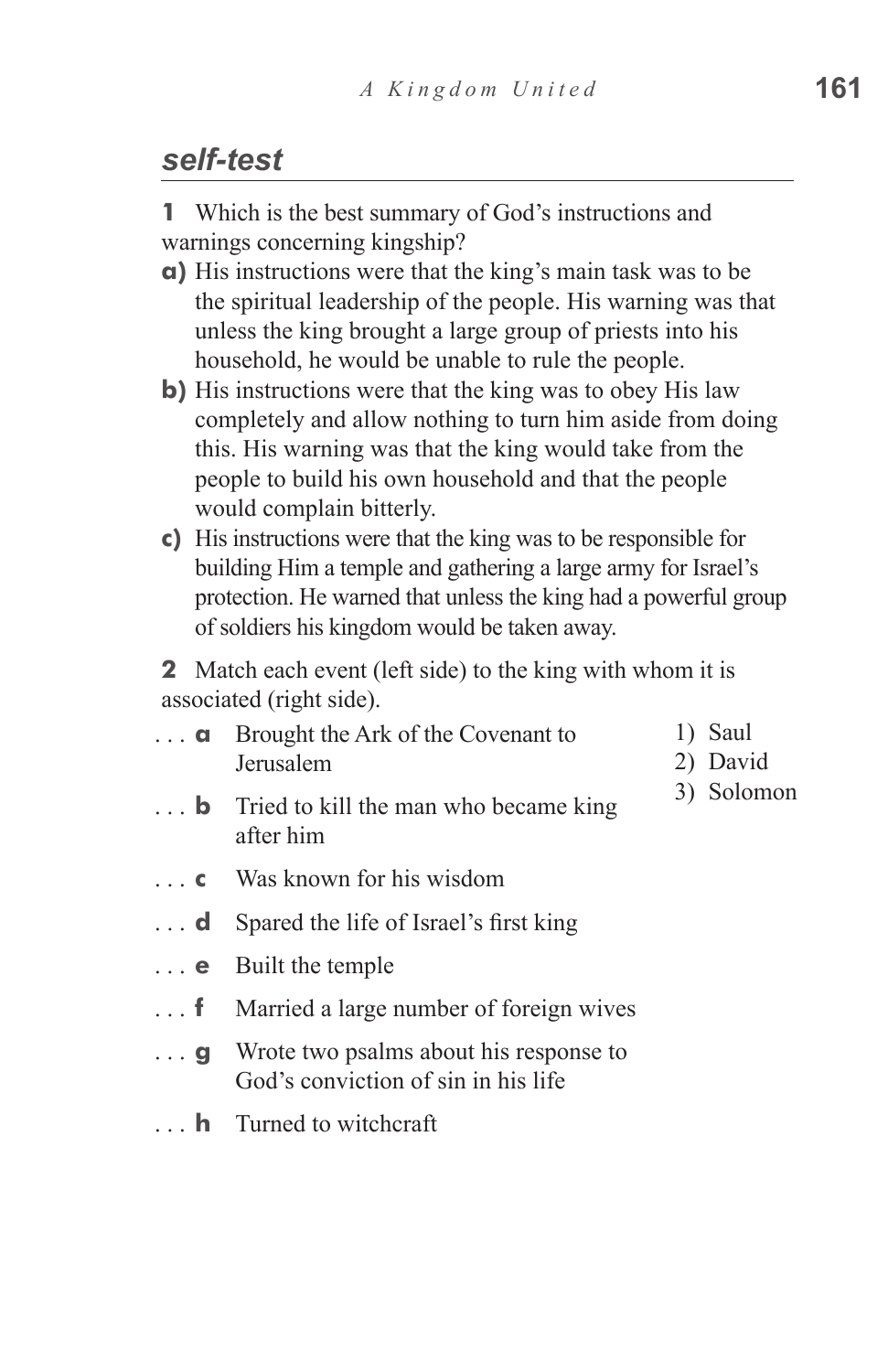## *self-test*

**1** Which is the best summary of God's instructions and warnings concerning kingship?

**a)** His instructions were that the king's main task was to be the spiritual leadership of the people. His warning was that unless the king brought a large group of priests into his household, he would be unable to rule the people.

**b)** His instructions were that the king was to obey His law completely and allow nothing to turn him aside from doing this. His warning was that the king would take from the people to build his own household and that the people would complain bitterly.

**c)** His instructions were that the king was to be responsible for building Him a temple and gathering a large army for Israel's protection. He warned that unless the king had a powerful group of soldiers his kingdom would be taken away.

**2** Match each event (left side) to the king with whom it is associated (right side).

. . . **a** Brought the Ark of the Covenant to Jerusalem

. . . **b** Tried to kill the man who became king after him

. . . **c** Was known for his wisdom

. . . **d** Spared the life of Israel's first king

. . . **e** Built the temple

. . . **f** Married a large number of foreign wives

. . . **g** Wrote two psalms about his response to God's conviction of sin in his life

. . . **h** Turned to witchcraft

1) Saul
2) David
3) Solomon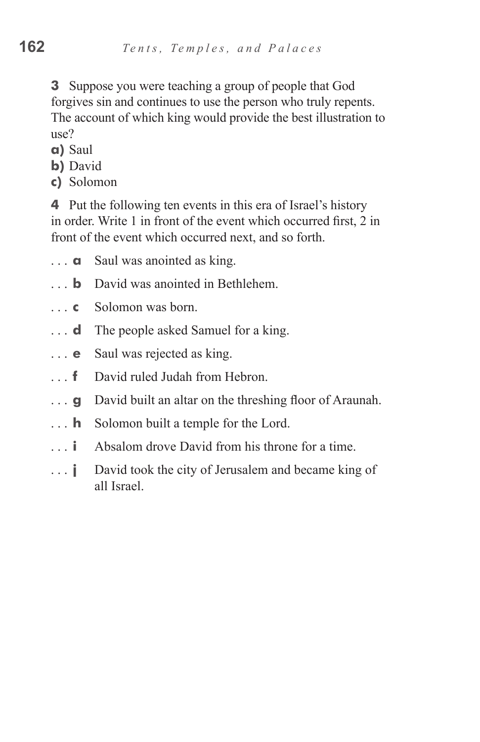**3** Suppose you were teaching a group of people that God forgives sin and continues to use the person who truly repents. The account of which king would provide the best illustration to use?

**a)** Saul
**b)** David
**c)** Solomon

**4** Put the following ten events in this era of Israel's history in order. Write 1 in front of the event which occurred first, 2 in front of the event which occurred next, and so forth.

. . . **a** Saul was anointed as king.

. . . **b** David was anointed in Bethlehem.

. . . **c** Solomon was born.

. . . **d** The people asked Samuel for a king.

. . . **e** Saul was rejected as king.

. . . **f** David ruled Judah from Hebron.

. . . **g** David built an altar on the threshing floor of Araunah.

. . . **h** Solomon built a temple for the Lord.

. . . **i** Absalom drove David from his throne for a time.

. . . **j** David took the city of Jerusalem and became king of all Israel.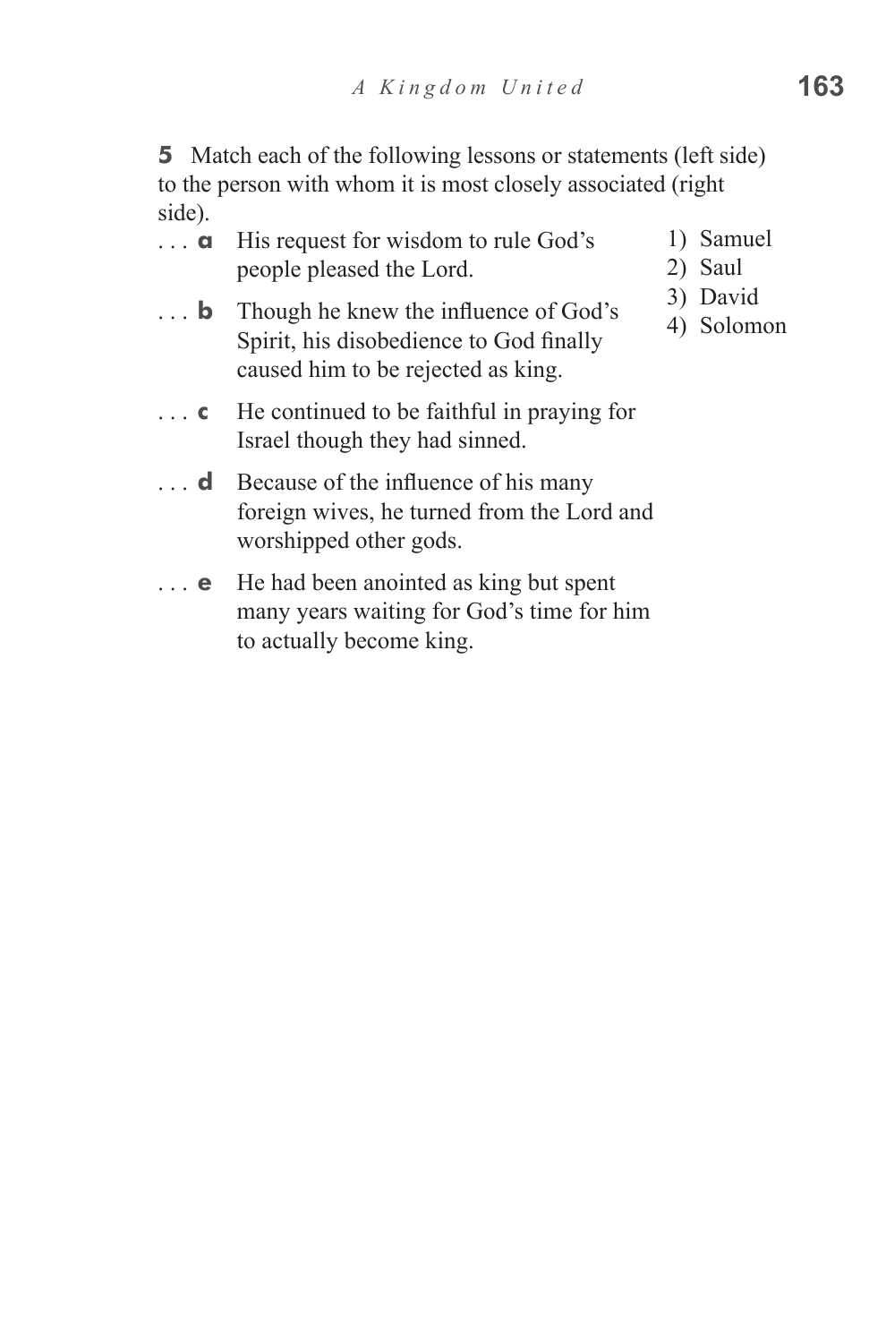**5** Match each of the following lessons or statements (left side) to the person with whom it is most closely associated (right side).

. . . **a** His request for wisdom to rule God's people pleased the Lord.

. . . **b** Though he knew the influence of God's Spirit, his disobedience to God finally caused him to be rejected as king.

. . . **c** He continued to be faithful in praying for Israel though they had sinned.

. . . **d** Because of the influence of his many foreign wives, he turned from the Lord and worshipped other gods.

. . . **e** He had been anointed as king but spent many years waiting for God's time for him to actually become king.

1) Samuel
2) Saul
3) David
4) Solomon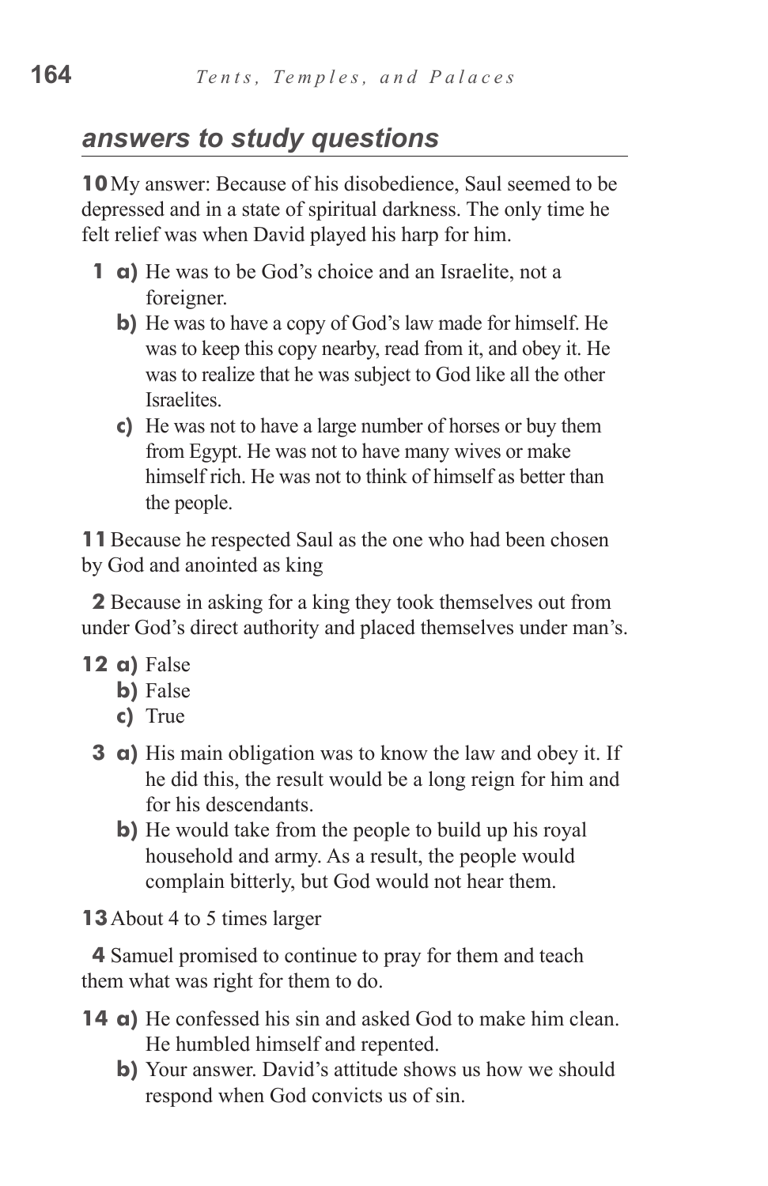## *answers to study questions*

**10** My answer: Because of his disobedience, Saul seemed to be depressed and in a state of spiritual darkness. The only time he felt relief was when David played his harp for him.

**1 a)** He was to be God's choice and an Israelite, not a foreigner.

**b)** He was to have a copy of God's law made for himself. He was to keep this copy nearby, read from it, and obey it. He was to realize that he was subject to God like all the other Israelites.

**c)** He was not to have a large number of horses or buy them from Egypt. He was not to have many wives or make himself rich. He was not to think of himself as better than the people.

**11** Because he respected Saul as the one who had been chosen by God and anointed as king

**2** Because in asking for a king they took themselves out from under God's direct authority and placed themselves under man's.

**12 a)** False

**b)** False

**c)** True

**3 a)** His main obligation was to know the law and obey it. If he did this, the result would be a long reign for him and for his descendants.

**b)** He would take from the people to build up his royal household and army. As a result, the people would complain bitterly, but God would not hear them.

**13** About 4 to 5 times larger

**4** Samuel promised to continue to pray for them and teach them what was right for them to do.

**14 a)** He confessed his sin and asked God to make him clean. He humbled himself and repented.

**b)** Your answer. David's attitude shows us how we should respond when God convicts us of sin.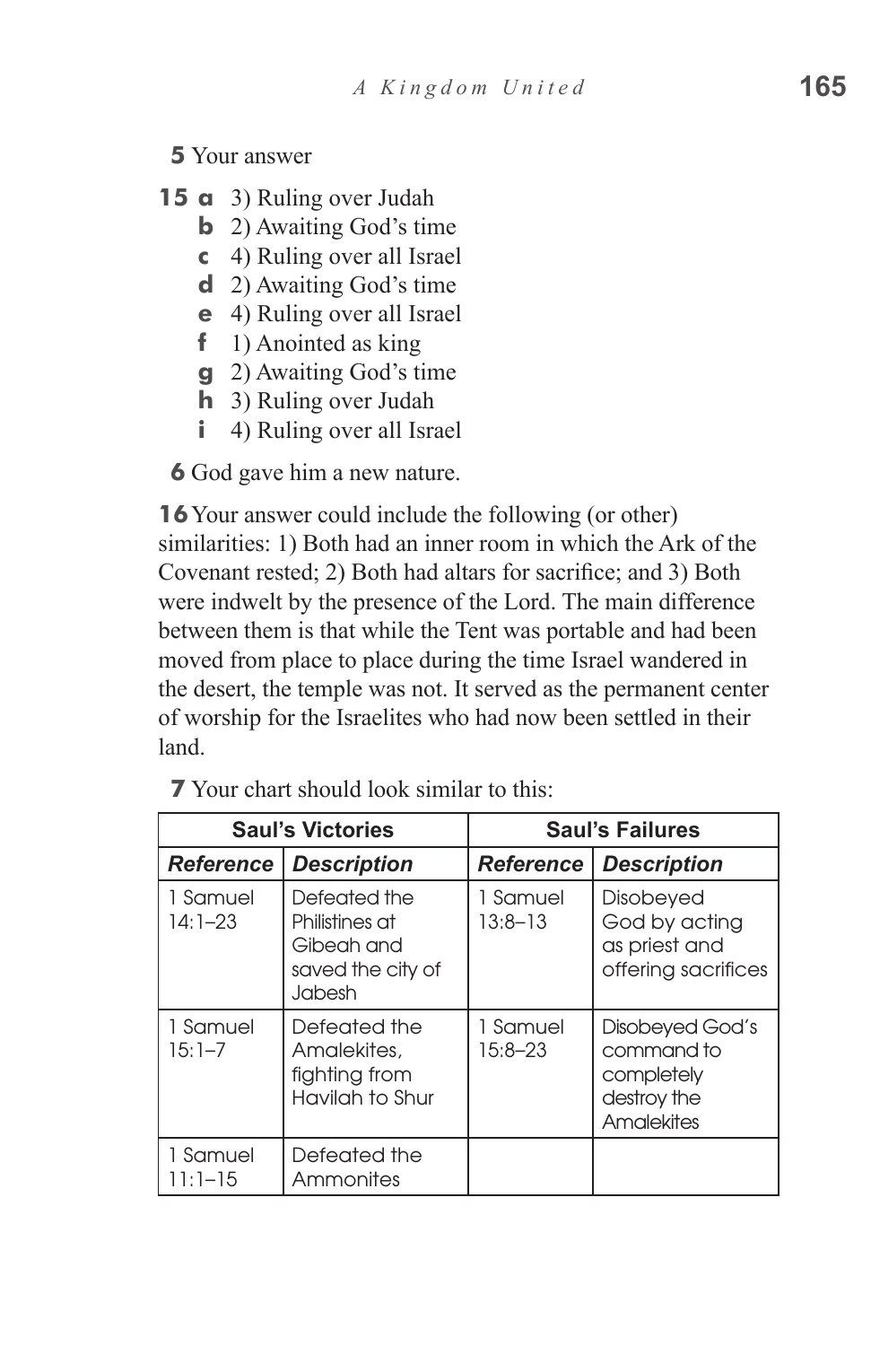**5** Your answer

**15** **a** 3) Ruling over Judah
**b** 2) Awaiting God's time
**c** 4) Ruling over all Israel
**d** 2) Awaiting God's time
**e** 4) Ruling over all Israel
**f** 1) Anointed as king
**g** 2) Awaiting God's time
**h** 3) Ruling over Judah
**i** 4) Ruling over all Israel

**6** God gave him a new nature.

**16** Your answer could include the following (or other) similarities: 1) Both had an inner room in which the Ark of the Covenant rested; 2) Both had altars for sacrifice; and 3) Both were indwelt by the presence of the Lord. The main difference between them is that while the Tent was portable and had been moved from place to place during the time Israel wandered in the desert, the temple was not. It served as the permanent center of worship for the Israelites who had now been settled in their land.

**7** Your chart should look similar to this:

| Saul's Victories | | Saul's Failures | |
|---|---|---|---|
| ***Reference*** | ***Description*** | ***Reference*** | ***Description*** |
| 1 Samuel 14:1–23 | Defeated the Philistines at Gibeah and saved the city of Jabesh | 1 Samuel 13:8–13 | Disobeyed God by acting as priest and offering sacrifices |
| 1 Samuel 15:1–7 | Defeated the Amalekites, fighting from Havilah to Shur | 1 Samuel 15:8–23 | Disobeyed God's command to completely destroy the Amalekites |
| 1 Samuel 11:1–15 | Defeated the Ammonites | | |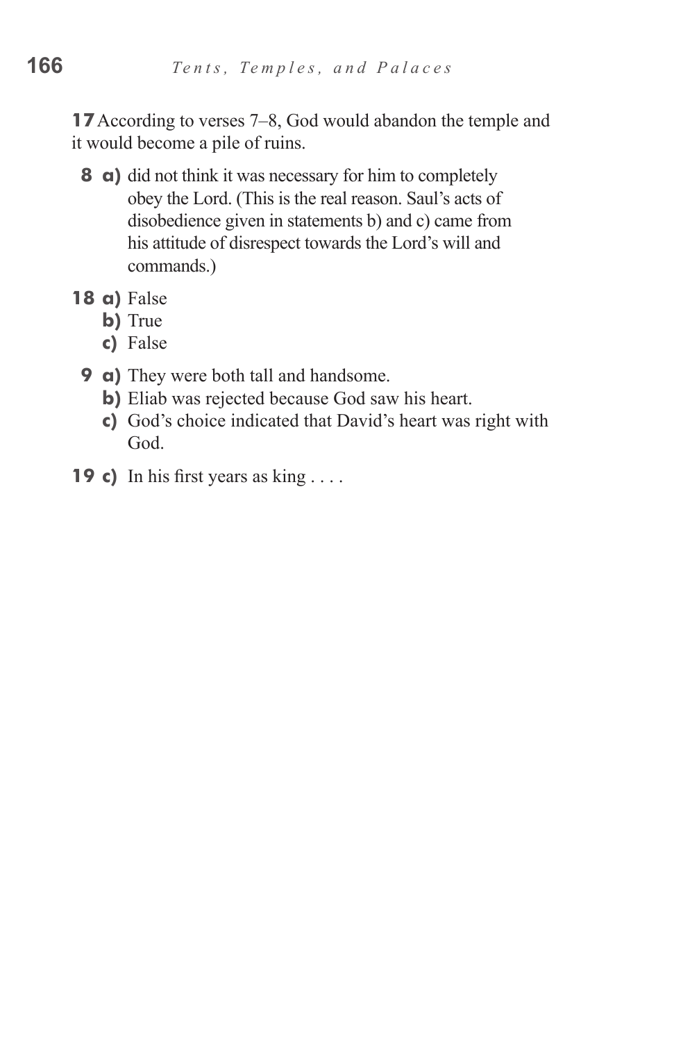**17** According to verses 7–8, God would abandon the temple and it would become a pile of ruins.

**8 a)** did not think it was necessary for him to completely obey the Lord. (This is the real reason. Saul's acts of disobedience given in statements b) and c) came from his attitude of disrespect towards the Lord's will and commands.)

**18 a)** False
**b)** True
**c)** False

**9 a)** They were both tall and handsome.
**b)** Eliab was rejected because God saw his heart.
**c)** God's choice indicated that David's heart was right with God.

**19 c)** In his first years as king . . . .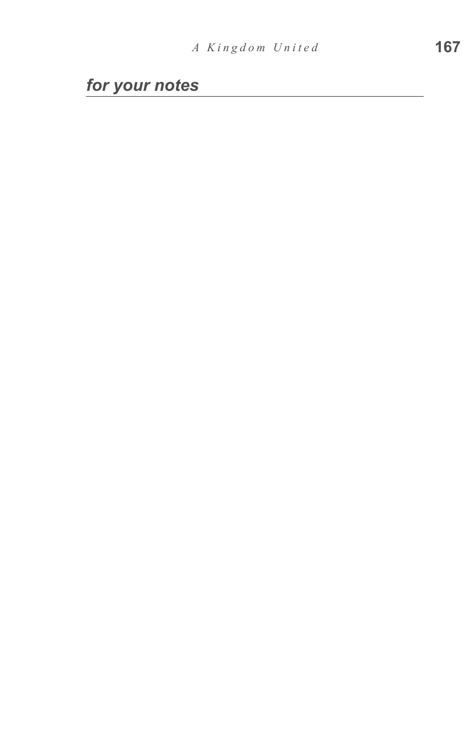## *for your notes*